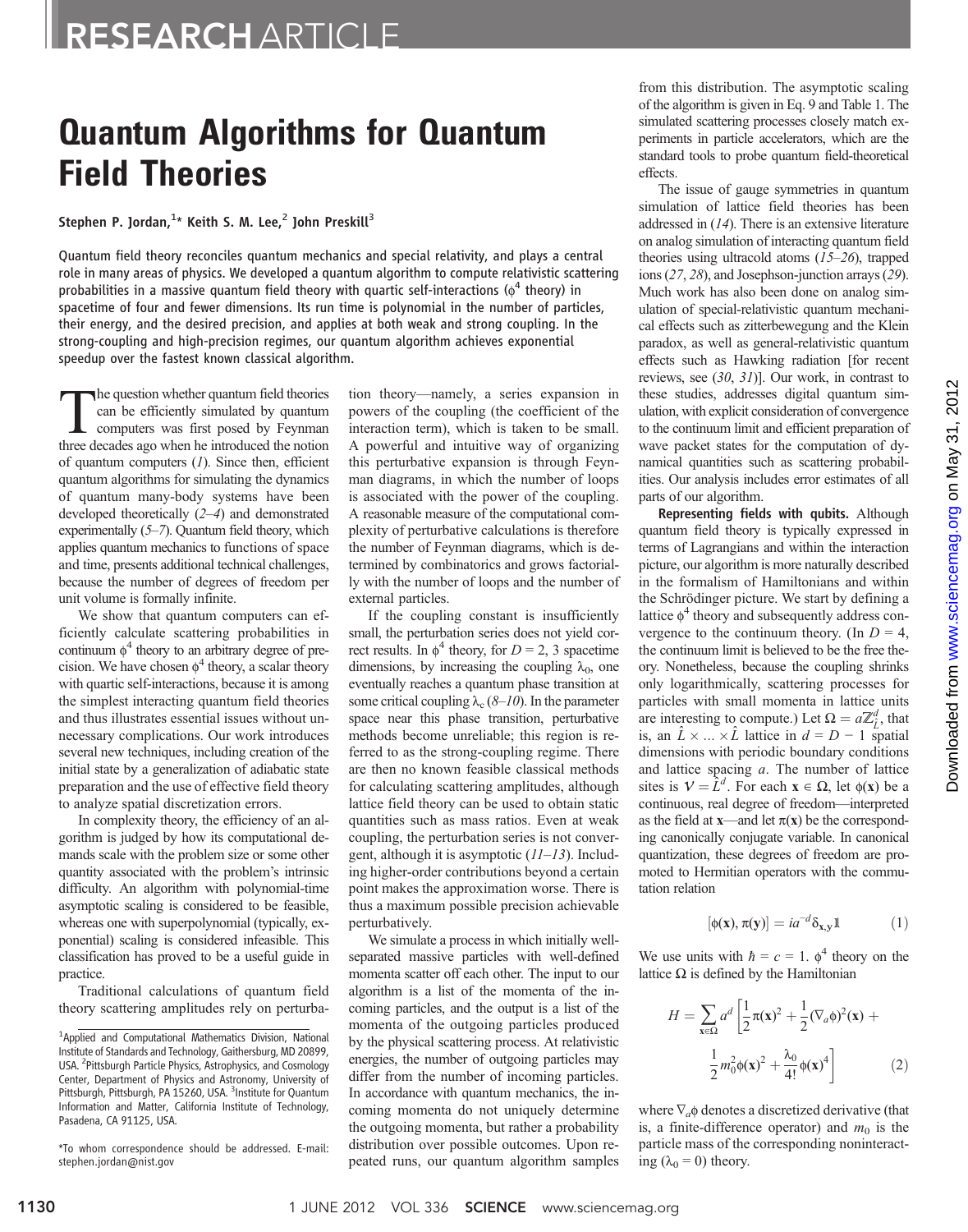RESEARCH ARTICLE

# Quantum Algorithms for Quantum Field Theories

Stephen P. Jordan,[1]* Keith S. M. Lee,[2] John Preskill[3]

Quantum field theory reconciles quantum mechanics and special relativity, and plays a central role in many areas of physics. We developed a quantum algorithm to compute relativistic scattering probabilities in a massive quantum field theory with quartic self-interactions ($\phi^4$ theory) in spacetime of four and fewer dimensions. Its run time is polynomial in the number of particles, their energy, and the desired precision, and applies at both weak and strong coupling. In the strong-coupling and high-precision regimes, our quantum algorithm achieves exponential speedup over the fastest known classical algorithm.

The question whether quantum field theories can be efficiently simulated by quantum computers was first posed by Feynman three decades ago when he introduced the notion of quantum computers (*1*). Since then, efficient quantum algorithms for simulating the dynamics of quantum many-body systems have been developed theoretically (*2*–*4*) and demonstrated experimentally (*5*–*7*). Quantum field theory, which applies quantum mechanics to functions of space and time, presents additional technical challenges, because the number of degrees of freedom per unit volume is formally infinite.

We show that quantum computers can efficiently calculate scattering probabilities in continuum $\phi^4$ theory to an arbitrary degree of precision. We have chosen $\phi^4$ theory, a scalar theory with quartic self-interactions, because it is among the simplest interacting quantum field theories and thus illustrates essential issues without unnecessary complications. Our work introduces several new techniques, including creation of the initial state by a generalization of adiabatic state preparation and the use of effective field theory to analyze spatial discretization errors.

In complexity theory, the efficiency of an algorithm is judged by how its computational demands scale with the problem size or some other quantity associated with the problem's intrinsic difficulty. An algorithm with polynomial-time asymptotic scaling is considered to be feasible, whereas one with superpolynomial (typically, exponential) scaling is considered infeasible. This classification has proved to be a useful guide in practice.

Traditional calculations of quantum field theory scattering amplitudes rely on perturbation theory—namely, a series expansion in powers of the coupling (the coefficient of the interaction term), which is taken to be small. A powerful and intuitive way of organizing this perturbative expansion is through Feynman diagrams, in which the number of loops is associated with the power of the coupling. A reasonable measure of the computational complexity of perturbative calculations is therefore the number of Feynman diagrams, which is determined by combinatorics and grows factorially with the number of loops and the number of external particles.

If the coupling constant is insufficiently small, the perturbation series does not yield correct results. In $\phi^4$ theory, for $D = 2$, 3 spacetime dimensions, by increasing the coupling $\lambda_0$, one eventually reaches a quantum phase transition at some critical coupling $\lambda_c$ (*8*–*10*). In the parameter space near this phase transition, perturbative methods become unreliable; this region is referred to as the strong-coupling regime. There are then no known feasible classical methods for calculating scattering amplitudes, although lattice field theory can be used to obtain static quantities such as mass ratios. Even at weak coupling, the perturbation series is not convergent, although it is asymptotic (*11*–*13*). Including higher-order contributions beyond a certain point makes the approximation worse. There is thus a maximum possible precision achievable perturbatively.

We simulate a process in which initially well-separated massive particles with well-defined momenta scatter off each other. The input to our algorithm is a list of the momenta of the incoming particles, and the output is a list of the momenta of the outgoing particles produced by the physical scattering process. At relativistic energies, the number of outgoing particles may differ from the number of incoming particles. In accordance with quantum mechanics, the incoming momenta do not uniquely determine the outgoing momenta, but rather a probability distribution over possible outcomes. Upon repeated runs, our quantum algorithm samples from this distribution. The asymptotic scaling of the algorithm is given in Eq. 9 and Table 1. The simulated scattering processes closely match experiments in particle accelerators, which are the standard tools to probe quantum field-theoretical effects.

The issue of gauge symmetries in quantum simulation of lattice field theories has been addressed in (*14*). There is an extensive literature on analog simulation of interacting quantum field theories using ultracold atoms (*15*–*26*), trapped ions (*27*, *28*), and Josephson-junction arrays (*29*). Much work has also been done on analog simulation of special-relativistic quantum mechanical effects such as zitterbewegung and the Klein paradox, as well as general-relativistic quantum effects such as Hawking radiation [for recent reviews, see (*30*, *31*)]. Our work, in contrast to these studies, addresses digital quantum simulation, with explicit consideration of convergence to the continuum limit and efficient preparation of wave packet states for the computation of dynamical quantities such as scattering probabilities. Our analysis includes error estimates of all parts of our algorithm.

**Representing fields with qubits.** Although quantum field theory is typically expressed in terms of Lagrangians and within the interaction picture, our algorithm is more naturally described in the formalism of Hamiltonians and within the Schrödinger picture. We start by defining a lattice $\phi^4$ theory and subsequently address convergence to the continuum theory. (In $D = 4$, the continuum limit is believed to be the free theory. Nonetheless, because the coupling shrinks only logarithmically, scattering processes for particles with small momenta in lattice units are interesting to compute.) Let $\Omega = a\mathbb{Z}_{\hat{L}}^d$, that is, an $\hat{L} \times \ldots \times \hat{L}$ lattice in $d = D - 1$ spatial dimensions with periodic boundary conditions and lattice spacing $a$. The number of lattice sites is $\mathcal{V} = \hat{L}^d$. For each $\mathbf{x} \in \Omega$, let $\phi(\mathbf{x})$ be a continuous, real degree of freedom—interpreted as the field at $\mathbf{x}$—and let $\pi(\mathbf{x})$ be the corresponding canonically conjugate variable. In canonical quantization, these degrees of freedom are promoted to Hermitian operators with the commutation relation

$$[\phi(\mathbf{x}), \pi(\mathbf{y})] = ia^{-d}\delta_{\mathbf{x},\mathbf{y}}\mathbb{1} \tag{1}$$

We use units with $\hbar = c = 1$. $\phi^4$ theory on the lattice $\Omega$ is defined by the Hamiltonian

$$H = \sum_{\mathbf{x}\in\Omega} a^d \left[\frac{1}{2}\pi(\mathbf{x})^2 + \frac{1}{2}(\nabla_a\phi)^2(\mathbf{x}) + \frac{1}{2}m_0^2\phi(\mathbf{x})^2 + \frac{\lambda_0}{4!}\phi(\mathbf{x})^4\right] \tag{2}$$

where $\nabla_a\phi$ denotes a discretized derivative (that is, a finite-difference operator) and $m_0$ is the particle mass of the corresponding noninteracting ($\lambda_0 = 0$) theory.

---

[1]Applied and Computational Mathematics Division, National Institute of Standards and Technology, Gaithersburg, MD 20899, USA. [2]Pittsburgh Particle Physics, Astrophysics, and Cosmology Center, Department of Physics and Astronomy, University of Pittsburgh, Pittsburgh, PA 15260, USA. [3]Institute for Quantum Information and Matter, California Institute of Technology, Pasadena, CA 91125, USA.

*To whom correspondence should be addressed. E-mail: stephen.jordan@nist.gov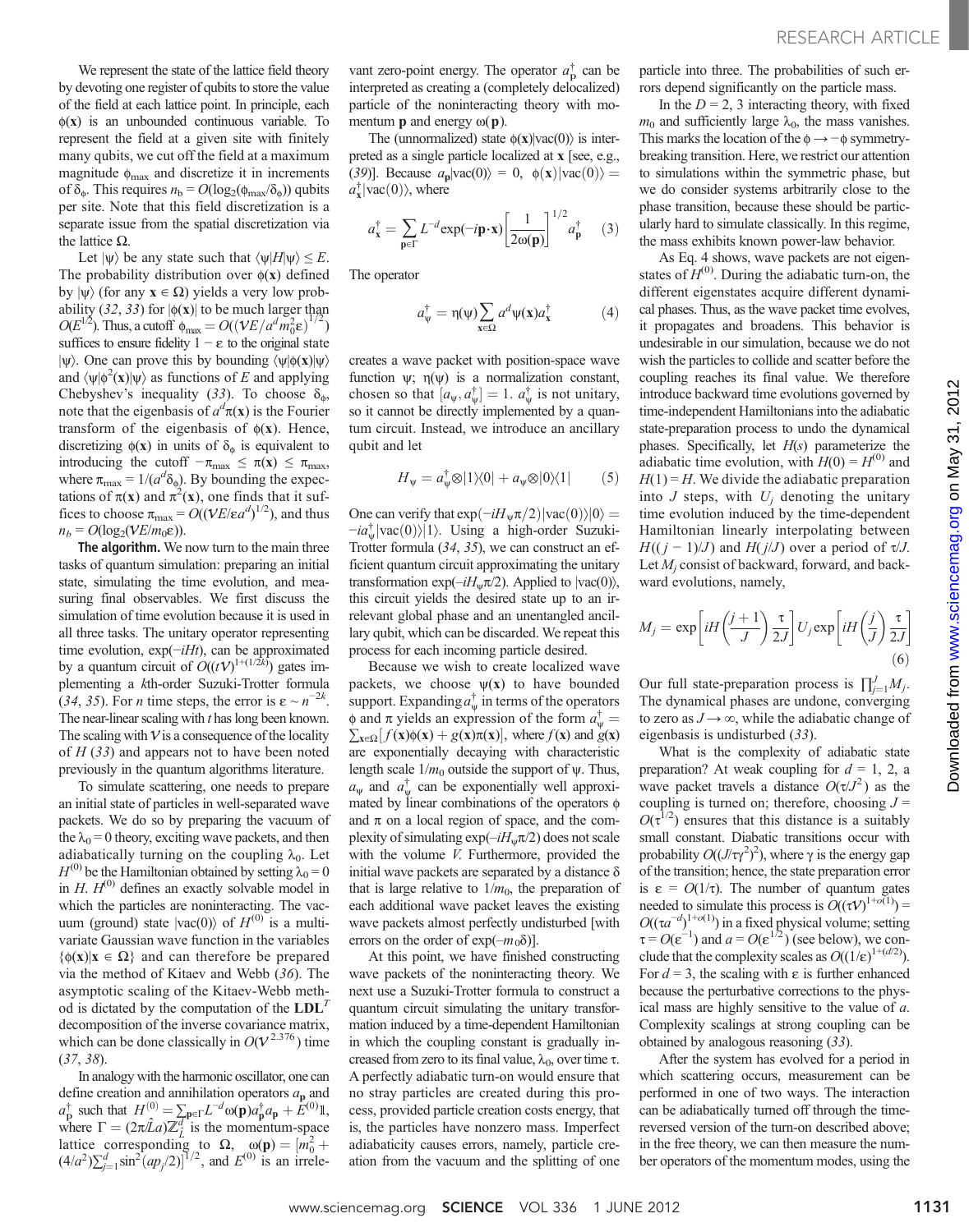We represent the state of the lattice field theory by devoting one register of qubits to store the value of the field at each lattice point. In principle, each $\phi(\mathbf{x})$ is an unbounded continuous variable. To represent the field at a given site with finitely many qubits, we cut off the field at a maximum magnitude $\phi_{max}$ and discretize it in increments of $\delta_\phi$. This requires $n_b = O(\log_2(\phi_{max}/\delta_\phi))$ qubits per site. Note that this field discretization is a separate issue from the spatial discretization via the lattice $\Omega$.

Let $|\psi\rangle$ be any state such that $\langle\psi|H|\psi\rangle \leq E$. The probability distribution over $\phi(\mathbf{x})$ defined by $|\psi\rangle$ (for any $\mathbf{x} \in \Omega$) yields a very low probability (32, 33) for $|\phi(\mathbf{x})|$ to be much larger than $O(E^{1/2})$. Thus, a cutoff $\phi_{max} = O((\mathcal{V}E/a^d m_0^2 \varepsilon)^{1/2})$ suffices to ensure fidelity $1 - \varepsilon$ to the original state $|\psi\rangle$. One can prove this by bounding $\langle\psi|\phi(\mathbf{x})|\psi\rangle$ and $\langle\psi|\phi^2(\mathbf{x})|\psi\rangle$ as functions of $E$ and applying Chebyshev's inequality (33). To choose $\delta_\phi$, note that the eigenbasis of $a^d\pi(\mathbf{x})$ is the Fourier transform of the eigenbasis of $\phi(\mathbf{x})$. Hence, discretizing $\phi(\mathbf{x})$ in units of $\delta_\phi$ is equivalent to introducing the cutoff $-\pi_{max} \leq \pi(\mathbf{x}) \leq \pi_{max}$, where $\pi_{max} = 1/(a^d\delta_\phi)$. By bounding the expectations of $\pi(\mathbf{x})$ and $\pi^2(\mathbf{x})$, one finds that it suffices to choose $\pi_{max} = O((\mathcal{V}E/\varepsilon a^d)^{1/2})$, and thus $n_b = O(\log_2(\mathcal{V}E/m_0\varepsilon))$.

**The algorithm.** We now turn to the main three tasks of quantum simulation: preparing an initial state, simulating the time evolution, and measuring final observables. We first discuss the simulation of time evolution because it is used in all three tasks. The unitary operator representing time evolution, $\exp(-iHt)$, can be approximated by a quantum circuit of $O((t\mathcal{V})^{1+(1/2k)})$ gates implementing a $k$th-order Suzuki-Trotter formula (34, 35). For $n$ time steps, the error is $\varepsilon \sim n^{-2k}$. The near-linear scaling with $t$ has long been known. The scaling with $\mathcal{V}$ is a consequence of the locality of $H$ (33) and appears not to have been noted previously in the quantum algorithms literature.

To simulate scattering, one needs to prepare an initial state of particles in well-separated wave packets. We do so by preparing the vacuum of the $\lambda_0 = 0$ theory, exciting wave packets, and then adiabatically turning on the coupling $\lambda_0$. Let $H^{(0)}$ be the Hamiltonian obtained by setting $\lambda_0 = 0$ in $H$. $H^{(0)}$ defines an exactly solvable model in which the particles are noninteracting. The vacuum (ground) state $|\text{vac}(0)\rangle$ of $H^{(0)}$ is a multivariate Gaussian wave function in the variables $\{\phi(\mathbf{x})|\mathbf{x} \in \Omega\}$ and can therefore be prepared via the method of Kitaev and Webb (36). The asymptotic scaling of the Kitaev-Webb method is dictated by the computation of the $\mathbf{LDL}^T$ decomposition of the inverse covariance matrix, which can be done classically in $O(\mathcal{V}^{2.376})$ time (37, 38).

In analogy with the harmonic oscillator, one can define creation and annihilation operators $a_\mathbf{p}$ and $a_\mathbf{p}^\dagger$ such that $H^{(0)} = \sum_{\mathbf{p}\in\Gamma} L^{-d}\omega(\mathbf{p})a_\mathbf{p}^\dagger a_\mathbf{p} + E^{(0)}\mathbb{1}$, where $\Gamma = (2\pi/\hat{L}a)\mathbb{Z}_{\hat{L}}^d$ is the momentum-space lattice corresponding to $\Omega$, $\omega(\mathbf{p}) = [m_0^2 + (4/a^2)\sum_{j=1}^d \sin^2(ap_j/2)]^{1/2}$, and $E^{(0)}$ is an irrelevant zero-point energy. The operator $a_\mathbf{p}^\dagger$ can be interpreted as creating a (completely delocalized) particle of the noninteracting theory with momentum $\mathbf{p}$ and energy $\omega(\mathbf{p})$.

The (unnormalized) state $\phi(\mathbf{x})|\text{vac}(0)\rangle$ is interpreted as a single particle localized at $\mathbf{x}$ [see, e.g., (39)]. Because $a_\mathbf{p}|\text{vac}(0)\rangle = 0$, $\phi(\mathbf{x})|\text{vac}(0)\rangle = a_\mathbf{x}^\dagger|\text{vac}(0)\rangle$, where

$$a_\mathbf{x}^\dagger = \sum_{\mathbf{p}\in\Gamma} L^{-d}\exp(-i\mathbf{p}\cdot\mathbf{x})\left[\frac{1}{2\omega(\mathbf{p})}\right]^{1/2} a_\mathbf{p}^\dagger \quad (3)$$

The operator

$$a_\psi^\dagger = \eta(\psi)\sum_{\mathbf{x}\in\Omega} a^d\psi(\mathbf{x})a_\mathbf{x}^\dagger \quad (4)$$

creates a wave packet with position-space wave function $\psi$; $\eta(\psi)$ is a normalization constant, chosen so that $[a_\psi, a_\psi^\dagger] = 1$. $a_\psi^\dagger$ is not unitary, so it cannot be directly implemented by a quantum circuit. Instead, we introduce an ancillary qubit and let

$$H_\psi = a_\psi^\dagger \otimes |1\rangle\langle 0| + a_\psi \otimes |0\rangle\langle 1| \quad (5)$$

One can verify that $\exp(-iH_\psi\pi/2)|\text{vac}(0)\rangle|0\rangle = -ia_\psi^\dagger|\text{vac}(0)\rangle|1\rangle$. Using a high-order Suzuki-Trotter formula (34, 35), we can construct an efficient quantum circuit approximating the unitary transformation $\exp(-iH_\psi\pi/2)$. Applied to $|\text{vac}(0)\rangle$, this circuit yields the desired state up to an irrelevant global phase and an unentangled ancillary qubit, which can be discarded. We repeat this process for each incoming particle desired.

Because we wish to create localized wave packets, we choose $\psi(\mathbf{x})$ to have bounded support. Expanding $a_\psi^\dagger$ in terms of the operators $\phi$ and $\pi$ yields an expression of the form $a_\psi^\dagger = \sum_{\mathbf{x}\in\Omega}[f(\mathbf{x})\phi(\mathbf{x}) + g(\mathbf{x})\pi(\mathbf{x})]$, where $f(\mathbf{x})$ and $g(\mathbf{x})$ are exponentially decaying with characteristic length scale $1/m_0$ outside the support of $\psi$. Thus, $a_\psi$ and $a_\psi^\dagger$ can be exponentially well approximated by linear combinations of the operators $\phi$ and $\pi$ on a local region of space, and the complexity of simulating $\exp(-iH_\psi\pi/2)$ does not scale with the volume $V$. Furthermore, provided the initial wave packets are separated by a distance $\delta$ that is large relative to $1/m_0$, the preparation of each additional wave packet leaves the existing wave packets almost perfectly undisturbed [with errors on the order of $\exp(-m_0\delta)$].

At this point, we have finished constructing wave packets of the noninteracting theory. We next use a Suzuki-Trotter formula to construct a quantum circuit simulating the unitary transformation induced by a time-dependent Hamiltonian in which the coupling constant is gradually increased from zero to its final value, $\lambda_0$, over time $\tau$. A perfectly adiabatic turn-on would ensure that no stray particles are created during this process, provided particle creation costs energy, that is, the particles have nonzero mass. Imperfect adiabaticity causes errors, namely, particle creation from the vacuum and the splitting of one particle into three. The probabilities of such errors depend significantly on the particle mass.

In the $D = 2, 3$ interacting theory, with fixed $m_0$ and sufficiently large $\lambda_0$, the mass vanishes. This marks the location of the $\phi \to -\phi$ symmetry-breaking transition. Here, we restrict our attention to simulations within the symmetric phase, but we do consider systems arbitrarily close to the phase transition, because these should be particularly hard to simulate classically. In this regime, the mass exhibits known power-law behavior.

As Eq. 4 shows, wave packets are not eigenstates of $H^{(0)}$. During the adiabatic turn-on, the different eigenstates acquire different dynamical phases. Thus, as the wave packet time evolves, it propagates and broadens. This behavior is undesirable in our simulation, because we do not wish the particles to collide and scatter before the coupling reaches its final value. We therefore introduce backward time evolutions governed by time-independent Hamiltonians into the adiabatic state-preparation process to undo the dynamical phases. Specifically, let $H(s)$ parameterize the adiabatic time evolution, with $H(0) = H^{(0)}$ and $H(1) = H$. We divide the adiabatic preparation into $J$ steps, with $U_j$ denoting the unitary time evolution induced by the time-dependent Hamiltonian linearly interpolating between $H((j-1)/J)$ and $H(j/J)$ over a period of $\tau/J$. Let $M_j$ consist of backward, forward, and backward evolutions, namely,

$$M_j = \exp\left[iH\left(\frac{j+1}{J}\right)\frac{\tau}{2J}\right]U_j\exp\left[iH\left(\frac{j}{J}\right)\frac{\tau}{2J}\right] \quad (6)$$

Our full state-preparation process is $\prod_{j=1}^J M_j$. The dynamical phases are undone, converging to zero as $J \to \infty$, while the adiabatic change of eigenbasis is undisturbed (33).

What is the complexity of adiabatic state preparation? At weak coupling for $d = 1, 2$, a wave packet travels a distance $O(\tau/J^2)$ as the coupling is turned on; therefore, choosing $J = O(\tau^{1/2})$ ensures that this distance is a suitably small constant. Diabatic transitions occur with probability $O((J/\tau\gamma^2)^2)$, where $\gamma$ is the energy gap of the transition; hence, the state preparation error is $\varepsilon = O(1/\tau)$. The number of quantum gates needed to simulate this process is $O(\tau\mathcal{V})^{1+o(1)} = O((\tau a^{-d})^{1+o(1)})$ in a fixed physical volume; setting $\tau = O(\varepsilon^{-1})$ and $a = O(\varepsilon^{1/2})$ (see below), we conclude that the complexity scales as $O((1/\varepsilon)^{1+(d/2)})$. For $d = 3$, the scaling with $\varepsilon$ is further enhanced because the perturbative corrections to the physical mass are highly sensitive to the value of $a$. Complexity scalings at strong coupling can be obtained by analogous reasoning (33).

After the system has evolved for a period in which scattering occurs, measurement can be performed in one of two ways. The interaction can be adiabatically turned off through the time-reversed version of the turn-on described above; in the free theory, we can then measure the number operators of the momentum modes, using the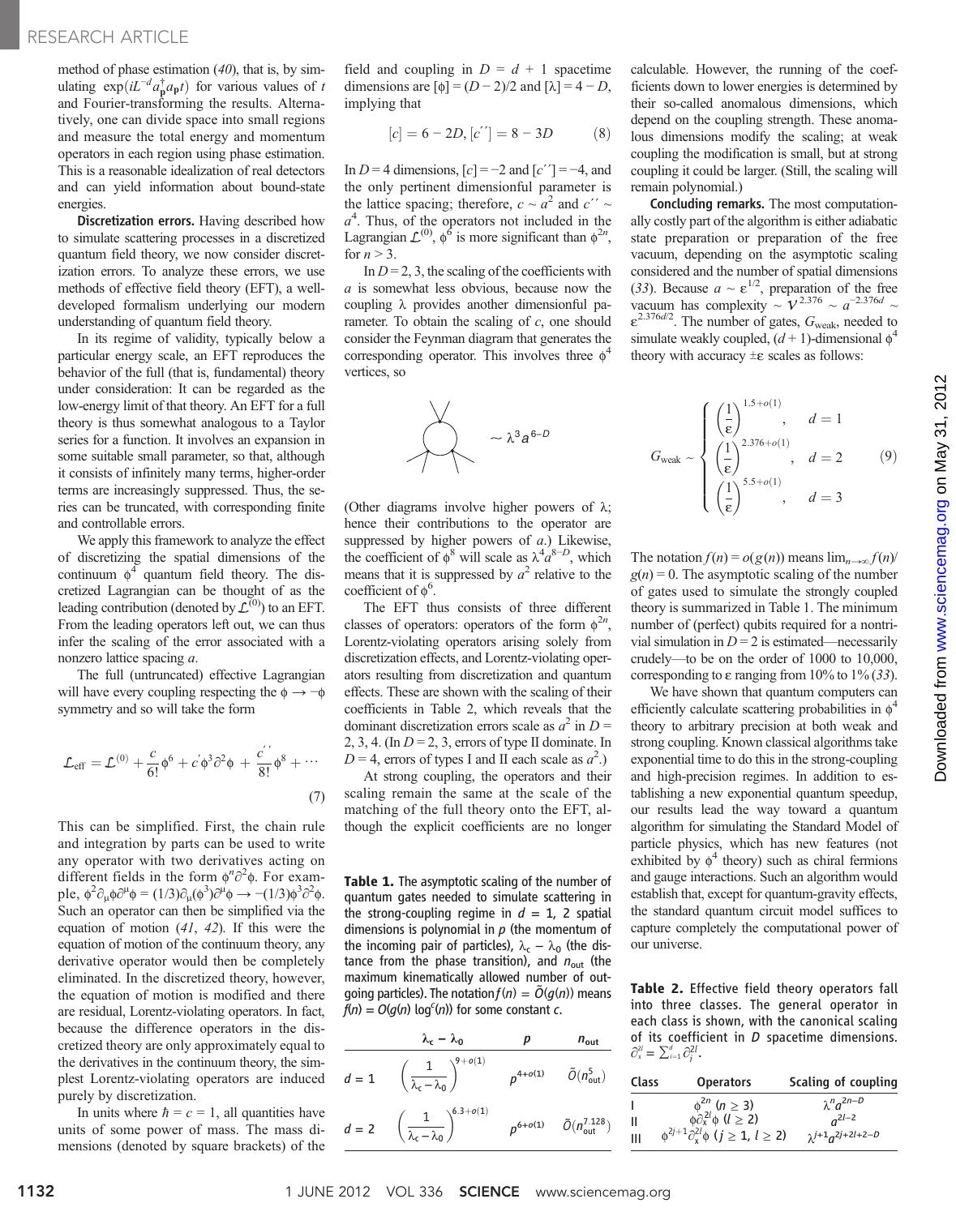method of phase estimation (40), that is, by simulating $\exp(iL^{-d}a_{\mathbf{p}}^{\dagger}a_{\mathbf{p}}t)$ for various values of $t$ and Fourier-transforming the results. Alternatively, one can divide space into small regions and measure the total energy and momentum operators in each region using phase estimation. This is a reasonable idealization of real detectors and can yield information about bound-state energies.

**Discretization errors.** Having described how to simulate scattering processes in a discretized quantum field theory, we now consider discretization errors. To analyze these errors, we use methods of effective field theory (EFT), a well-developed formalism underlying our modern understanding of quantum field theory.

In its regime of validity, typically below a particular energy scale, an EFT reproduces the behavior of the full (that is, fundamental) theory under consideration: It can be regarded as the low-energy limit of that theory. An EFT for a full theory is thus somewhat analogous to a Taylor series for a function. It involves an expansion in some suitable small parameter, so that, although it consists of infinitely many terms, higher-order terms are increasingly suppressed. Thus, the series can be truncated, with corresponding finite and controllable errors.

We apply this framework to analyze the effect of discretizing the spatial dimensions of the continuum $\phi^4$ quantum field theory. The discretized Lagrangian can be thought of as the leading contribution (denoted by $\mathcal{L}^{(0)}$) to an EFT. From the leading operators left out, we can thus infer the scaling of the error associated with a nonzero lattice spacing $a$.

The full (untruncated) effective Lagrangian will have every coupling respecting the $\phi \to -\phi$ symmetry and so will take the form

$$\mathcal{L}_{\text{eff}} = \mathcal{L}^{(0)} + \frac{c}{6!}\phi^6 + c'\phi^3\partial^2\phi + \frac{c''}{8!}\phi^8 + \cdots \tag{7}$$

This can be simplified. First, the chain rule and integration by parts can be used to write any operator with two derivatives acting on different fields in the form $\phi^n\partial^2\phi$. For example, $\phi^2\partial_\mu\phi\partial^\mu\phi = (1/3)\partial_\mu(\phi^3)\partial^\mu\phi \to -(1/3)\phi^3\partial^2\phi$. Such an operator can then be simplified via the equation of motion (41, 42). If this were the equation of motion of the continuum theory, any derivative operator would then be completely eliminated. In the discretized theory, however, the equation of motion is modified and there are residual, Lorentz-violating operators. In fact, because the difference operators in the discretized theory are only approximately equal to the derivatives in the continuum theory, the simplest Lorentz-violating operators are induced purely by discretization.

In units where $\hbar = c = 1$, all quantities have units of some power of mass. The mass dimensions (denoted by square brackets) of the field and coupling in $D = d + 1$ spacetime dimensions are $[\phi] = (D-2)/2$ and $[\lambda] = 4 - D$, implying that

$$[c] = 6 - 2D, [c''] = 8 - 3D \tag{8}$$

In $D = 4$ dimensions, $[c] = -2$ and $[c''] = -4$, and the only pertinent dimensionful parameter is the lattice spacing; therefore, $c \sim a^2$ and $c'' \sim a^4$. Thus, of the operators not included in the Lagrangian $\mathcal{L}^{(0)}$, $\phi^6$ is more significant than $\phi^{2n}$, for $n > 3$.

In $D = 2, 3$, the scaling of the coefficients with $a$ is somewhat less obvious, because now the coupling $\lambda$ provides another dimensionful parameter. To obtain the scaling of $c$, one should consider the Feynman diagram that generates the corresponding operator. This involves three $\phi^4$ vertices, so

$$\sim \lambda^3 a^{6-D}$$

(Other diagrams involve higher powers of $\lambda$; hence their contributions to the operator are suppressed by higher powers of $a$.) Likewise, the coefficient of $\phi^8$ will scale as $\lambda^4 a^{8-D}$, which means that it is suppressed by $a^2$ relative to the coefficient of $\phi^6$.

The EFT thus consists of three different classes of operators: operators of the form $\phi^{2n}$, Lorentz-violating operators arising solely from discretization effects, and Lorentz-violating operators resulting from discretization and quantum effects. These are shown with the scaling of their coefficients in Table 2, which reveals that the dominant discretization errors scale as $a^2$ in $D = 2, 3, 4$. (In $D = 2, 3$, errors of type II dominate. In $D = 4$, errors of types I and II each scale as $a^2$.)

At strong coupling, the operators and their scaling remain the same at the scale of the matching of the full theory onto the EFT, although the explicit coefficients are no longer calculable. However, the running of the coefficients down to lower energies is determined by their so-called anomalous dimensions, which depend on the coupling strength. These anomalous dimensions modify the scaling; at weak coupling the modification is small, but at strong coupling it could be larger. (Still, the scaling will remain polynomial.)

**Concluding remarks.** The most computationally costly part of the algorithm is either adiabatic state preparation or preparation of the free vacuum, depending on the asymptotic scaling considered and the number of spatial dimensions (33). Because $a \sim \varepsilon^{1/2}$, preparation of the free vacuum has complexity $\sim \mathcal{V}^{2.376} \sim a^{-2.376d} \sim \varepsilon^{2.376d/2}$. The number of gates, $G_{\text{weak}}$, needed to simulate weakly coupled, $(d+1)$-dimensional $\phi^4$ theory with accuracy $\pm\varepsilon$ scales as follows:

$$G_{\text{weak}} \sim \begin{cases} \left(\frac{1}{\varepsilon}\right)^{1.5+o(1)}, & d = 1 \\ \left(\frac{1}{\varepsilon}\right)^{2.376+o(1)}, & d = 2 \\ \left(\frac{1}{\varepsilon}\right)^{5.5+o(1)}, & d = 3 \end{cases} \tag{9}$$

The notation $f(n) = o(g(n))$ means $\lim_{n\to\infty} f(n)/g(n) = 0$. The asymptotic scaling of the number of gates used to simulate the strongly coupled theory is summarized in Table 1. The minimum number of (perfect) qubits required for a nontrivial simulation in $D = 2$ is estimated—necessarily crudely—to be on the order of 1000 to 10,000, corresponding to $\varepsilon$ ranging from 10% to 1% (33).

We have shown that quantum computers can efficiently calculate scattering probabilities in $\phi^4$ theory to arbitrary precision at both weak and strong coupling. Known classical algorithms take exponential time to do this in the strong-coupling and high-precision regimes. In addition to establishing a new exponential quantum speedup, our results lead the way toward a quantum algorithm for simulating the Standard Model of particle physics, which has new features (not exhibited by $\phi^4$ theory) such as chiral fermions and gauge interactions. Such an algorithm would establish that, except for quantum-gravity effects, the standard quantum circuit model suffices to capture completely the computational power of our universe.

**Table 1.** The asymptotic scaling of the number of quantum gates needed to simulate scattering in the strong-coupling regime in $d = 1, 2$ spatial dimensions is polynomial in $p$ (the momentum of the incoming pair of particles), $\lambda_c - \lambda_0$ (the distance from the phase transition), and $n_{\text{out}}$ (the maximum kinematically allowed number of outgoing particles). The notation $f(n) = \tilde{O}(g(n))$ means $f(n) = O(g(n)\log^c(n))$ for some constant $c$.

| | $\lambda_c - \lambda_0$ | $p$ | $n_{\text{out}}$ |
|---|---|---|---|
| $d = 1$ | $\left(\frac{1}{\lambda_c - \lambda_0}\right)^{9+o(1)}$ | $p^{4+o(1)}$ | $\tilde{O}(n_{\text{out}}^5)$ |
| $d = 2$ | $\left(\frac{1}{\lambda_c - \lambda_0}\right)^{6.3+o(1)}$ | $p^{6+o(1)}$ | $\tilde{O}(n_{\text{out}}^{7.128})$ |

**Table 2.** Effective field theory operators fall into three classes. The general operator in each class is shown, with the canonical scaling of its coefficient in $D$ spacetime dimensions. $\partial_x^{2l} = \sum_{i=1}^{d}\partial_i^{2l}$.

| Class | Operators | Scaling of coupling |
|---|---|---|
| I | $\phi^{2n}$ $(n \geq 3)$ | $\lambda^n a^{2n-D}$ |
| II | $\phi\partial_x^{2l}\phi$ $(l \geq 2)$ | $a^{2l-2}$ |
| III | $\phi^{2j+1}\partial_x^{2l}\phi$ $(j \geq 1, l \geq 2)$ | $\lambda^{j+1}a^{2j+2l+2-D}$ |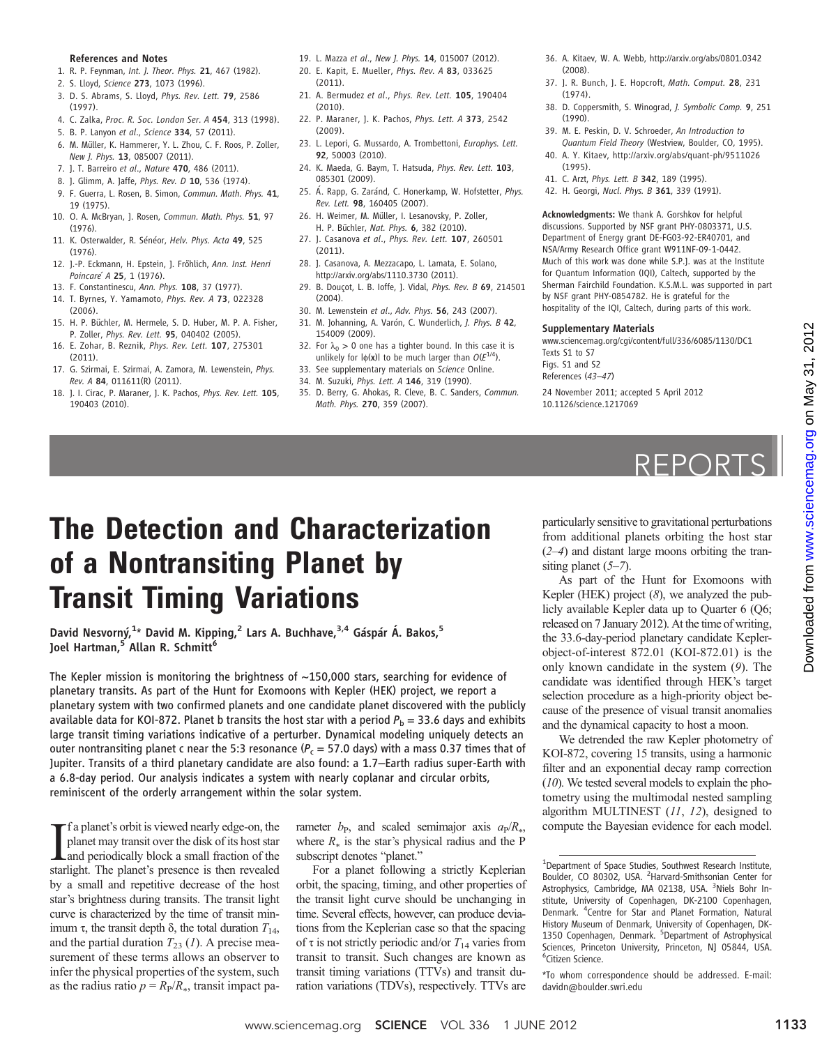## References and Notes

1. R. P. Feynman, *Int. J. Theor. Phys.* **21**, 467 (1982).
2. S. Lloyd, *Science* **273**, 1073 (1996).
3. D. S. Abrams, S. Lloyd, *Phys. Rev. Lett.* **79**, 2586 (1997).
4. C. Zalka, *Proc. R. Soc. London Ser. A* **454**, 313 (1998).
5. B. P. Lanyon *et al., Science* **334**, 57 (2011).
6. M. Müller, K. Hammerer, Y. L. Zhou, C. F. Roos, P. Zoller, *New J. Phys.* **13**, 085007 (2011).
7. J. T. Barreiro *et al., Nature* **470**, 486 (2011).
8. J. Glimm, A. Jaffe, *Phys. Rev. D* **10**, 536 (1974).
9. F. Guerra, L. Rosen, B. Simon, *Commun. Math. Phys.* **41**, 19 (1975).
10. O. A. McBryan, J. Rosen, *Commun. Math. Phys.* **51**, 97 (1976).
11. K. Osterwalder, R. Sénéor, *Helv. Phys. Acta* **49**, 525 (1976).
12. J.-P. Eckmann, H. Epstein, J. Fröhlich, *Ann. Inst. Henri Poincaré A* **25**, 1 (1976).
13. F. Constantinescu, *Ann. Phys.* **108**, 37 (1977).
14. T. Byrnes, Y. Yamamoto, *Phys. Rev. A* **73**, 022328 (2006).
15. H. P. Büchler, M. Hermele, S. D. Huber, M. P. A. Fisher, P. Zoller, *Phys. Rev. Lett.* **95**, 040402 (2005).
16. E. Zohar, B. Reznik, *Phys. Rev. Lett.* **107**, 275301 (2011).
17. G. Szirmai, E. Szirmai, A. Zamora, M. Lewenstein, *Phys. Rev. A* **84**, 011611(R) (2011).
18. J. I. Cirac, P. Maraner, J. K. Pachos, *Phys. Rev. Lett.* **105**, 190403 (2010).
19. L. Mazza *et al., New J. Phys.* **14**, 015007 (2012).
20. E. Kapit, E. Mueller, *Phys. Rev. A* **83**, 033625 (2011).
21. A. Bermudez *et al., Phys. Rev. Lett.* **105**, 190404 (2010).
22. P. Maraner, J. K. Pachos, *Phys. Lett. A* **373**, 2542 (2009).
23. L. Lepori, G. Mussardo, A. Trombettoni, *Europhys. Lett.* **92**, 50003 (2010).
24. K. Maeda, G. Baym, T. Hatsuda, *Phys. Rev. Lett.* **103**, 085301 (2009).
25. Á. Rapp, G. Zaránd, C. Honerkamp, W. Hofstetter, *Phys. Rev. Lett.* **98**, 160405 (2007).
26. H. Weimer, M. Müller, I. Lesanovsky, P. Zoller, H. P. Büchler, *Nat. Phys.* **6**, 382 (2010).
27. J. Casanova *et al., Phys. Rev. Lett.* **107**, 260501 (2011).
28. J. Casanova, A. Mezzacapo, L. Lamata, E. Solano, http://arxiv.org/abs/1110.3730 (2011).
29. B. Douçot, L. B. Ioffe, J. Vidal, *Phys. Rev. B* **69**, 214501 (2004).
30. M. Lewenstein *et al., Adv. Phys.* **56**, 243 (2007).
31. M. Johanning, A. Varón, C. Wunderlich, *J. Phys. B* **42**, 154009 (2009).
32. For $\lambda_0 > 0$ one has a tighter bound. In this case it is unlikely for $|\phi(\mathbf{x})|$ to be much larger than $O(E^{1/4})$.
33. See supplementary materials on *Science* Online.
34. M. Suzuki, *Phys. Lett. A* **146**, 319 (1990).
35. D. Berry, G. Ahokas, R. Cleve, B. C. Sanders, *Commun. Math. Phys.* **270**, 359 (2007).
36. A. Kitaev, W. A. Webb, http://arxiv.org/abs/0801.0342 (2008).
37. J. R. Bunch, J. E. Hopcroft, *Math. Comput.* **28**, 231 (1974).
38. D. Coppersmith, S. Winograd, *J. Symbolic Comp.* **9**, 251 (1990).
39. M. E. Peskin, D. V. Schroeder, *An Introduction to Quantum Field Theory* (Westview, Boulder, CO, 1995).
40. A. Y. Kitaev, http://arxiv.org/abs/quant-ph/9511026 (1995).
41. C. Arzt, *Phys. Lett. B* **342**, 189 (1995).
42. H. Georgi, *Nucl. Phys. B* **361**, 339 (1991).

**Acknowledgments:** We thank A. Gorshkov for helpful discussions. Supported by NSF grant PHY-0803371, U.S. Department of Energy grant DE-FG03-92-ER40701, and NSA/Army Research Office grant W911NF-09-1-0442. Much of this work was done while S.P.J. was at the Institute for Quantum Information (IQI), Caltech, supported by the Sherman Fairchild Foundation. K.S.M.L. was supported in part by NSF grant PHY-0854782. He is grateful for the hospitality of the IQI, Caltech, during parts of this work.

### Supplementary Materials

www.sciencemag.org/cgi/content/full/336/6085/1130/DC1
Texts S1 to S7
Figs. S1 and S2
References (43–47)

24 November 2011; accepted 5 April 2012
10.1126/science.1217069

REPORTS

# The Detection and Characterization of a Nontransiting Planet by Transit Timing Variations

David Nesvorný,[1]* David M. Kipping,[2] Lars A. Buchhave,[3,4] Gáspár Á. Bakos,[5] Joel Hartman,[5] Allan R. Schmitt[6]

The Kepler mission is monitoring the brightness of ~150,000 stars, searching for evidence of planetary transits. As part of the Hunt for Exomoons with Kepler (HEK) project, we report a planetary system with two confirmed planets and one candidate planet discovered with the publicly available data for KOI-872. Planet b transits the host star with a period $P_b$ = 33.6 days and exhibits large transit timing variations indicative of a perturber. Dynamical modeling uniquely detects an outer nontransiting planet c near the 5:3 resonance ($P_c$ = 57.0 days) with a mass 0.37 times that of Jupiter. Transits of a third planetary candidate are also found: a 1.7–Earth radius super-Earth with a 6.8-day period. Our analysis indicates a system with nearly coplanar and circular orbits, reminiscent of the orderly arrangement within the solar system.

If a planet's orbit is viewed nearly edge-on, the planet may transit over the disk of its host star and periodically block a small fraction of the starlight. The planet's presence is then revealed by a small and repetitive decrease of the host star's brightness during transits. The transit light curve is characterized by the time of transit minimum τ, the transit depth δ, the total duration $T_{14}$, and the partial duration $T_{23}$ (*1*). A precise measurement of these terms allows an observer to infer the physical properties of the system, such as the radius ratio $p = R_P/R_*$, transit impact parameter $b_P$, and scaled semimajor axis $a_P/R_*$, where $R_*$ is the star's physical radius and the P subscript denotes "planet."

For a planet following a strictly Keplerian orbit, the spacing, timing, and other properties of the transit light curve should be unchanging in time. Several effects, however, can produce deviations from the Keplerian case so that the spacing of τ is not strictly periodic and/or $T_{14}$ varies from transit to transit. Such changes are known as transit timing variations (TTVs) and transit duration variations (TDVs), respectively. TTVs are particularly sensitive to gravitational perturbations from additional planets orbiting the host star (*2*–*4*) and distant large moons orbiting the transiting planet (*5*–*7*).

As part of the Hunt for Exomoons with Kepler (HEK) project (*8*), we analyzed the publicly available Kepler data up to Quarter 6 (Q6; released on 7 January 2012). At the time of writing, the 33.6-day-period planetary candidate Kepler-object-of-interest 872.01 (KOI-872.01) is the only known candidate in the system (*9*). The candidate was identified through HEK's target selection procedure as a high-priority object because of the presence of visual transit anomalies and the dynamical capacity to host a moon.

We detrended the raw Kepler photometry of KOI-872, covering 15 transits, using a harmonic filter and an exponential decay ramp correction (*10*). We tested several models to explain the photometry using the multimodal nested sampling algorithm MULTINEST (*11*, *12*), designed to compute the Bayesian evidence for each model.

[1]Department of Space Studies, Southwest Research Institute, Boulder, CO 80302, USA. [2]Harvard-Smithsonian Center for Astrophysics, Cambridge, MA 02138, USA. [3]Niels Bohr Institute, University of Copenhagen, DK-2100 Copenhagen, Denmark. [4]Centre for Star and Planet Formation, Natural History Museum of Denmark, University of Copenhagen, DK-1350 Copenhagen, Denmark. [5]Department of Astrophysical Sciences, Princeton University, Princeton, NJ 05844, USA. [6]Citizen Science.

*To whom correspondence should be addressed. E-mail: davidn@boulder.swri.edu